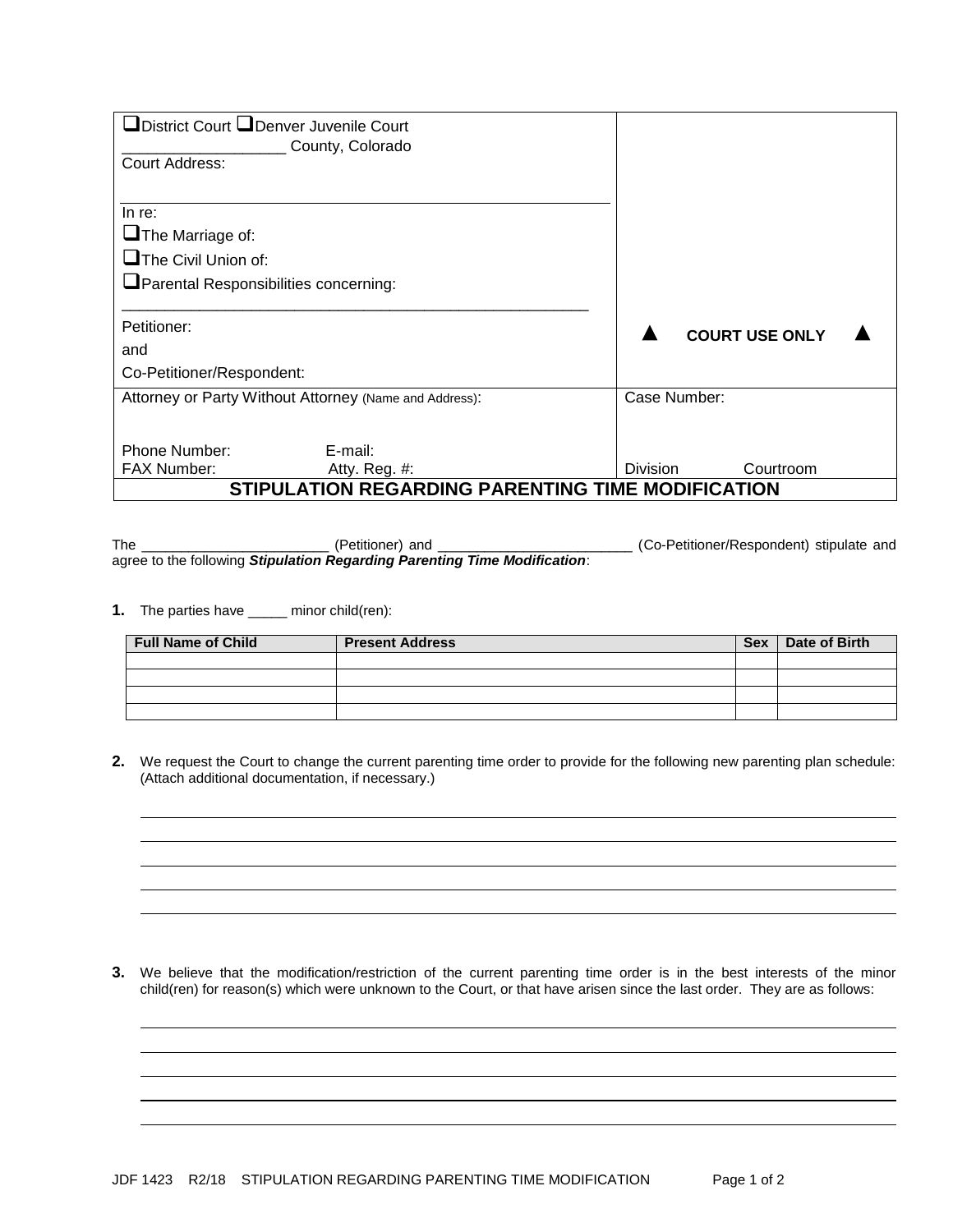| ☐District Court ☐Denver Juvenile Court<br>\_\_\_\_\_\_\_\_\_\_\_\_\_\_\_\_\_\_\_ County, Colorado<br>Court Address:<br><br>In re:<br>☐The Marriage of:<br>☐The Civil Union of:<br>☐Parental Responsibilities concerning:<br>\_\_\_\_\_\_\_\_\_\_\_\_\_\_\_\_\_\_\_\_\_\_\_\_\_\_\_\_\_\_\_\_\_\_\_\_\_\_\_\_\_\_\_\_\_\_\_\_\_\_\_<br>Petitioner:<br>and<br>Co-Petitioner/Respondent: | ▲ **COURT USE ONLY** ▲ |
|---|---|
| Attorney or Party Without Attorney (Name and Address):<br><br>Phone Number: E-mail:<br>FAX Number: Atty. Reg. #: | Case Number:<br><br>Division Courtroom |

# STIPULATION REGARDING PARENTING TIME MODIFICATION

The \_\_\_\_\_\_\_\_\_\_\_\_\_\_\_\_\_\_\_\_\_\_\_\_ (Petitioner) and \_\_\_\_\_\_\_\_\_\_\_\_\_\_\_\_\_\_\_\_\_\_\_\_\_ (Co-Petitioner/Respondent) stipulate and agree to the following ***Stipulation Regarding Parenting Time Modification***:

**1.** The parties have \_\_\_\_\_ minor child(ren):

| Full Name of Child | Present Address | Sex | Date of Birth |
|---|---|---|---|
| | | | |
| | | | |
| | | | |
| | | | |

**2.** We request the Court to change the current parenting time order to provide for the following new parenting plan schedule: (Attach additional documentation, if necessary.)

\_\_\_\_\_\_\_\_\_\_\_\_\_\_\_\_\_\_\_\_\_\_\_\_\_\_\_\_\_\_\_\_\_\_\_\_\_\_\_\_\_\_\_\_\_\_\_\_\_\_\_\_\_\_\_\_\_\_\_\_\_\_\_\_\_\_\_\_\_\_\_\_\_\_\_\_\_\_

\_\_\_\_\_\_\_\_\_\_\_\_\_\_\_\_\_\_\_\_\_\_\_\_\_\_\_\_\_\_\_\_\_\_\_\_\_\_\_\_\_\_\_\_\_\_\_\_\_\_\_\_\_\_\_\_\_\_\_\_\_\_\_\_\_\_\_\_\_\_\_\_\_\_\_\_\_\_

\_\_\_\_\_\_\_\_\_\_\_\_\_\_\_\_\_\_\_\_\_\_\_\_\_\_\_\_\_\_\_\_\_\_\_\_\_\_\_\_\_\_\_\_\_\_\_\_\_\_\_\_\_\_\_\_\_\_\_\_\_\_\_\_\_\_\_\_\_\_\_\_\_\_\_\_\_\_

\_\_\_\_\_\_\_\_\_\_\_\_\_\_\_\_\_\_\_\_\_\_\_\_\_\_\_\_\_\_\_\_\_\_\_\_\_\_\_\_\_\_\_\_\_\_\_\_\_\_\_\_\_\_\_\_\_\_\_\_\_\_\_\_\_\_\_\_\_\_\_\_\_\_\_\_\_\_

\_\_\_\_\_\_\_\_\_\_\_\_\_\_\_\_\_\_\_\_\_\_\_\_\_\_\_\_\_\_\_\_\_\_\_\_\_\_\_\_\_\_\_\_\_\_\_\_\_\_\_\_\_\_\_\_\_\_\_\_\_\_\_\_\_\_\_\_\_\_\_\_\_\_\_\_\_\_

**3.** We believe that the modification/restriction of the current parenting time order is in the best interests of the minor child(ren) for reason(s) which were unknown to the Court, or that have arisen since the last order. They are as follows:

\_\_\_\_\_\_\_\_\_\_\_\_\_\_\_\_\_\_\_\_\_\_\_\_\_\_\_\_\_\_\_\_\_\_\_\_\_\_\_\_\_\_\_\_\_\_\_\_\_\_\_\_\_\_\_\_\_\_\_\_\_\_\_\_\_\_\_\_\_\_\_\_\_\_\_\_\_\_

\_\_\_\_\_\_\_\_\_\_\_\_\_\_\_\_\_\_\_\_\_\_\_\_\_\_\_\_\_\_\_\_\_\_\_\_\_\_\_\_\_\_\_\_\_\_\_\_\_\_\_\_\_\_\_\_\_\_\_\_\_\_\_\_\_\_\_\_\_\_\_\_\_\_\_\_\_\_

\_\_\_\_\_\_\_\_\_\_\_\_\_\_\_\_\_\_\_\_\_\_\_\_\_\_\_\_\_\_\_\_\_\_\_\_\_\_\_\_\_\_\_\_\_\_\_\_\_\_\_\_\_\_\_\_\_\_\_\_\_\_\_\_\_\_\_\_\_\_\_\_\_\_\_\_\_\_

\_\_\_\_\_\_\_\_\_\_\_\_\_\_\_\_\_\_\_\_\_\_\_\_\_\_\_\_\_\_\_\_\_\_\_\_\_\_\_\_\_\_\_\_\_\_\_\_\_\_\_\_\_\_\_\_\_\_\_\_\_\_\_\_\_\_\_\_\_\_\_\_\_\_\_\_\_\_

\_\_\_\_\_\_\_\_\_\_\_\_\_\_\_\_\_\_\_\_\_\_\_\_\_\_\_\_\_\_\_\_\_\_\_\_\_\_\_\_\_\_\_\_\_\_\_\_\_\_\_\_\_\_\_\_\_\_\_\_\_\_\_\_\_\_\_\_\_\_\_\_\_\_\_\_\_\_

JDF 1423 R2/18 STIPULATION REGARDING PARENTING TIME MODIFICATION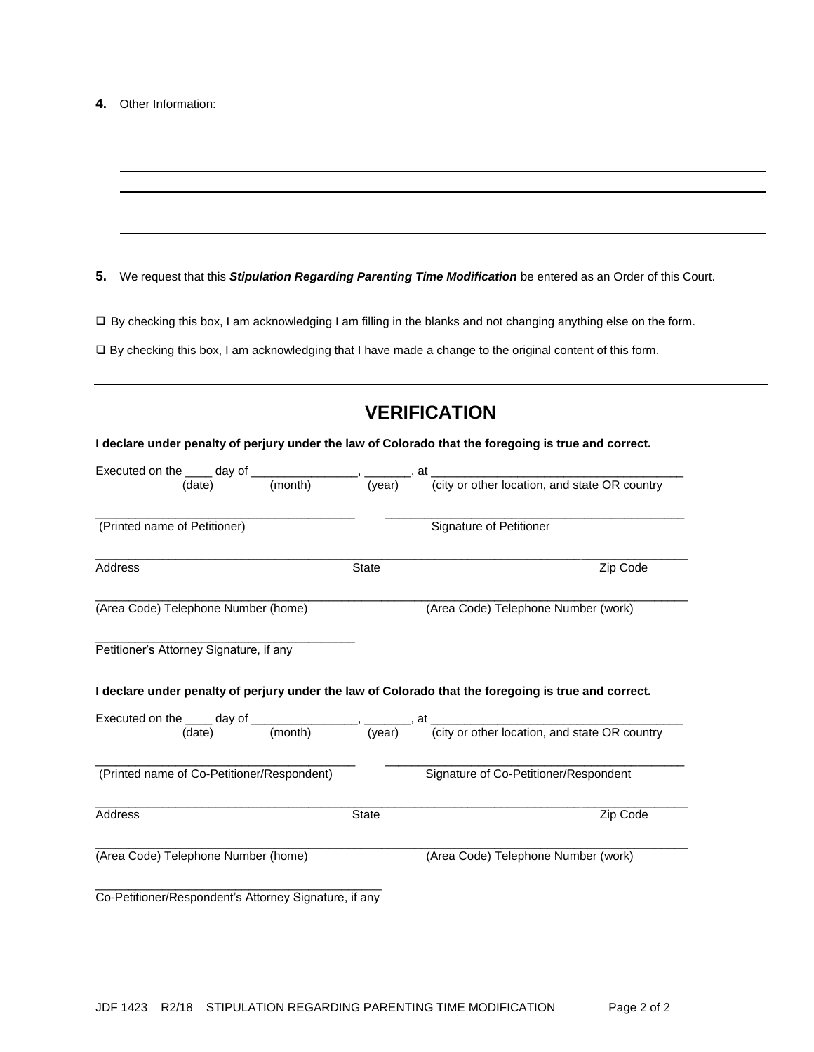**4.** Other Information:

______________________________________________________________________________

______________________________________________________________________________

______________________________________________________________________________

______________________________________________________________________________

______________________________________________________________________________

______________________________________________________________________________

**5.** We request that this ***Stipulation Regarding Parenting Time Modification*** be entered as an Order of this Court.

❑ By checking this box, I am acknowledging I am filling in the blanks and not changing anything else on the form.

❑ By checking this box, I am acknowledging that I have made a change to the original content of this form.

---

# VERIFICATION

**I declare under penalty of perjury under the law of Colorado that the foregoing is true and correct.**

Executed on the ____ day of ________________, _______, at ______________________________________
(date) (month) (year) (city or other location, and state OR country

________________________________________ ________________________________________
(Printed name of Petitioner) Signature of Petitioner

______________________________________________________________________________
Address State Zip Code

______________________________________________________________________________
(Area Code) Telephone Number (home) (Area Code) Telephone Number (work)

________________________________________
Petitioner's Attorney Signature, if any

**I declare under penalty of perjury under the law of Colorado that the foregoing is true and correct.**

Executed on the ____ day of ________________, _______, at ______________________________________
(date) (month) (year) (city or other location, and state OR country

________________________________________ ________________________________________
(Printed name of Co-Petitioner/Respondent) Signature of Co-Petitioner/Respondent

______________________________________________________________________________
Address State Zip Code

______________________________________________________________________________
(Area Code) Telephone Number (home) (Area Code) Telephone Number (work)

____________________________________________
Co-Petitioner/Respondent's Attorney Signature, if any

JDF 1423 R2/18 STIPULATION REGARDING PARENTING TIME MODIFICATION